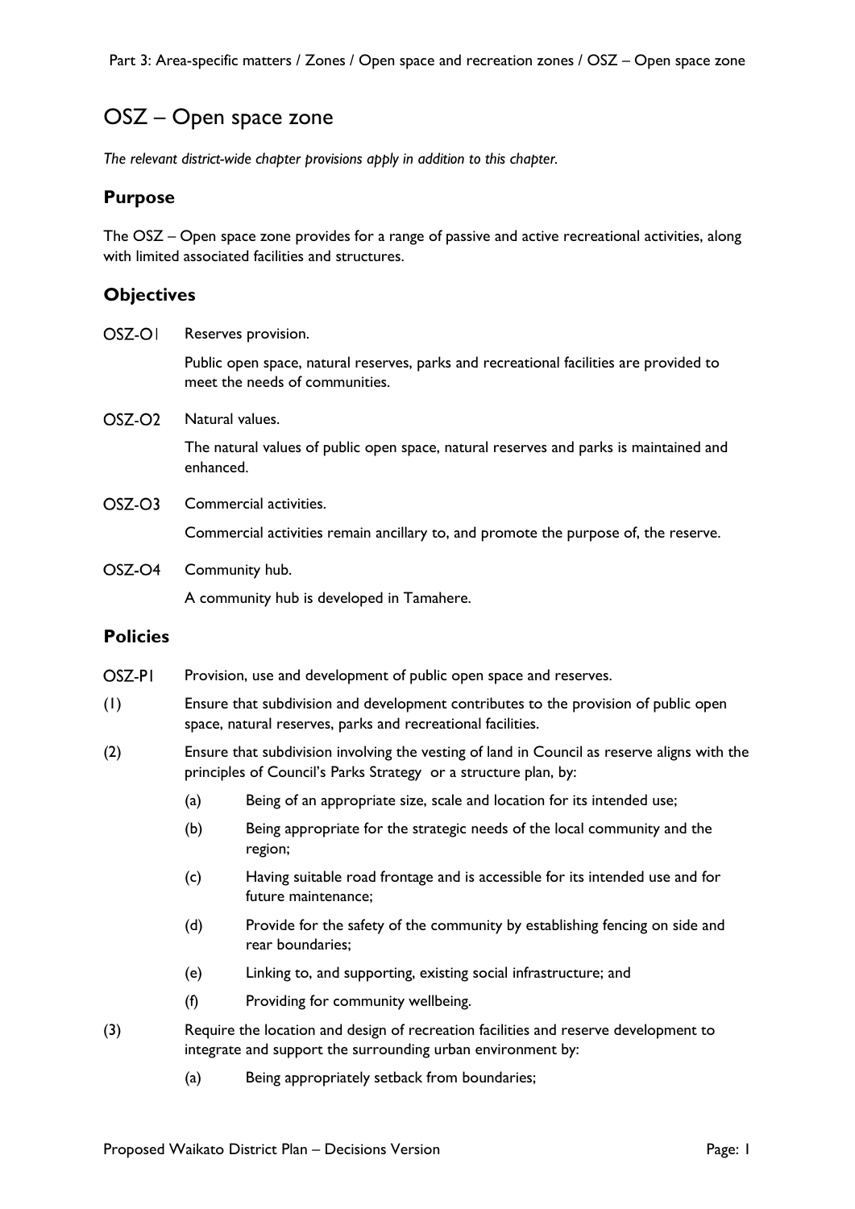# OSZ – Open space zone

*The relevant district-wide chapter provisions apply in addition to this chapter.*

## Purpose

The OSZ – Open space zone provides for a range of passive and active recreational activities, along with limited associated facilities and structures.

## Objectives

**OSZ-O1** Reserves provision.

Public open space, natural reserves, parks and recreational facilities are provided to meet the needs of communities.

**OSZ-O2** Natural values.

The natural values of public open space, natural reserves and parks is maintained and enhanced.

**OSZ-O3** Commercial activities.

Commercial activities remain ancillary to, and promote the purpose of, the reserve.

**OSZ-O4** Community hub.

A community hub is developed in Tamahere.

## Policies

**OSZ-P1** Provision, use and development of public open space and reserves.

(1) Ensure that subdivision and development contributes to the provision of public open space, natural reserves, parks and recreational facilities.

(2) Ensure that subdivision involving the vesting of land in Council as reserve aligns with the principles of Council's Parks Strategy or a structure plan, by:

- (a) Being of an appropriate size, scale and location for its intended use;
- (b) Being appropriate for the strategic needs of the local community and the region;
- (c) Having suitable road frontage and is accessible for its intended use and for future maintenance;
- (d) Provide for the safety of the community by establishing fencing on side and rear boundaries;
- (e) Linking to, and supporting, existing social infrastructure; and
- (f) Providing for community wellbeing.

(3) Require the location and design of recreation facilities and reserve development to integrate and support the surrounding urban environment by:

- (a) Being appropriately setback from boundaries;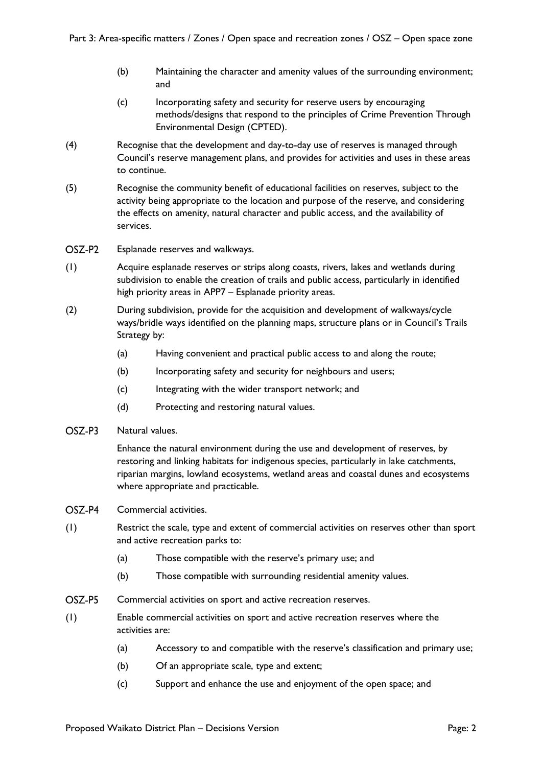(b) Maintaining the character and amenity values of the surrounding environment; and

(c) Incorporating safety and security for reserve users by encouraging methods/designs that respond to the principles of Crime Prevention Through Environmental Design (CPTED).

(4) Recognise that the development and day-to-day use of reserves is managed through Council's reserve management plans, and provides for activities and uses in these areas to continue.

(5) Recognise the community benefit of educational facilities on reserves, subject to the activity being appropriate to the location and purpose of the reserve, and considering the effects on amenity, natural character and public access, and the availability of services.

**OSZ-P2** Esplanade reserves and walkways.

(1) Acquire esplanade reserves or strips along coasts, rivers, lakes and wetlands during subdivision to enable the creation of trails and public access, particularly in identified high priority areas in APP7 – Esplanade priority areas.

(2) During subdivision, provide for the acquisition and development of walkways/cycle ways/bridle ways identified on the planning maps, structure plans or in Council's Trails Strategy by:

- (a) Having convenient and practical public access to and along the route;
- (b) Incorporating safety and security for neighbours and users;
- (c) Integrating with the wider transport network; and
- (d) Protecting and restoring natural values.

**OSZ-P3** Natural values.

Enhance the natural environment during the use and development of reserves, by restoring and linking habitats for indigenous species, particularly in lake catchments, riparian margins, lowland ecosystems, wetland areas and coastal dunes and ecosystems where appropriate and practicable.

**OSZ-P4** Commercial activities.

(1) Restrict the scale, type and extent of commercial activities on reserves other than sport and active recreation parks to:

- (a) Those compatible with the reserve's primary use; and
- (b) Those compatible with surrounding residential amenity values.

**OSZ-P5** Commercial activities on sport and active recreation reserves.

(1) Enable commercial activities on sport and active recreation reserves where the activities are:

- (a) Accessory to and compatible with the reserve's classification and primary use;
- (b) Of an appropriate scale, type and extent;
- (c) Support and enhance the use and enjoyment of the open space; and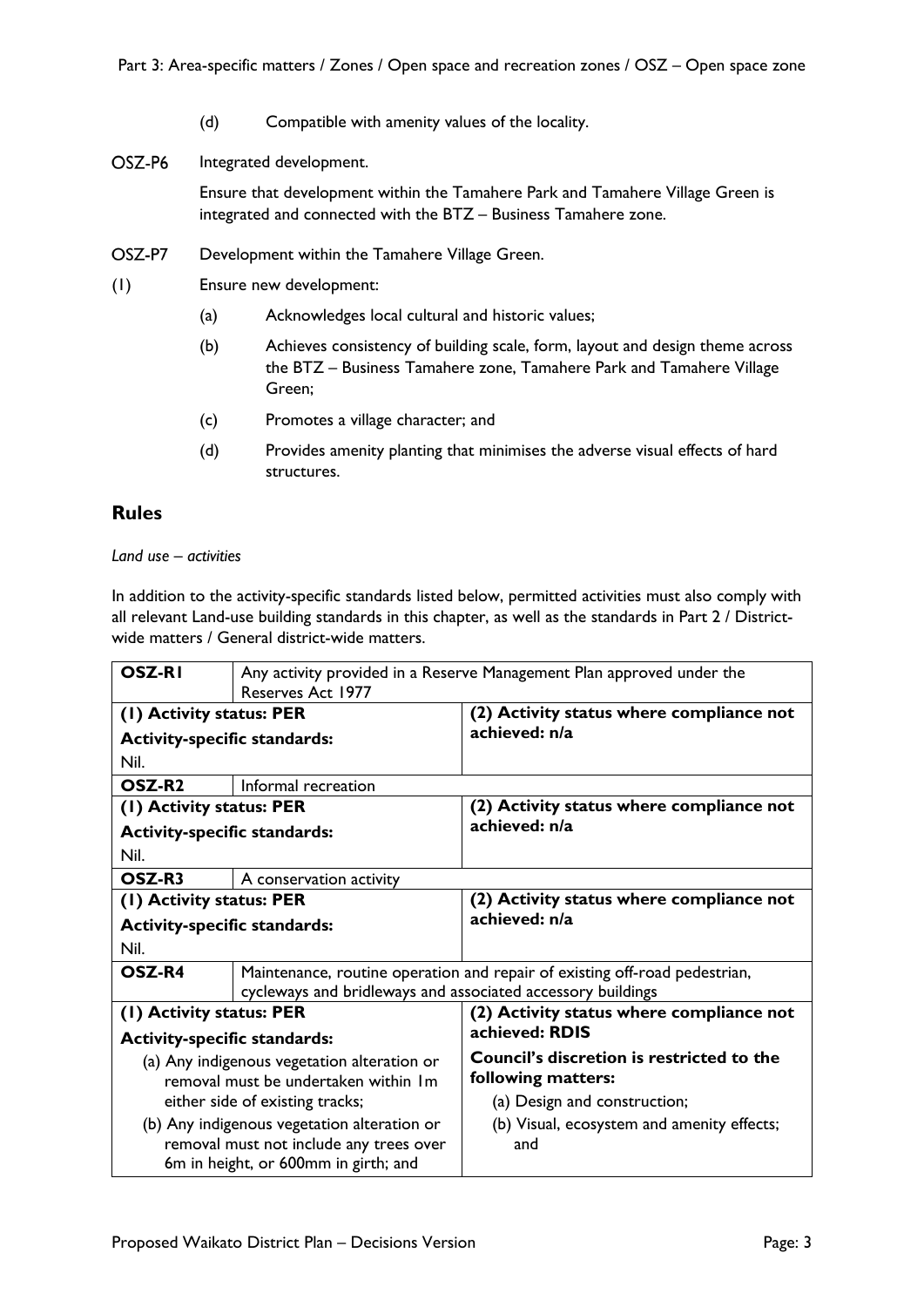(d) Compatible with amenity values of the locality.

OSZ-P6 Integrated development.

Ensure that development within the Tamahere Park and Tamahere Village Green is integrated and connected with the BTZ – Business Tamahere zone.

OSZ-P7 Development within the Tamahere Village Green.

(1) Ensure new development:

(a) Acknowledges local cultural and historic values;

(b) Achieves consistency of building scale, form, layout and design theme across the BTZ – Business Tamahere zone, Tamahere Park and Tamahere Village Green;

(c) Promotes a village character; and

(d) Provides amenity planting that minimises the adverse visual effects of hard structures.

## Rules

*Land use – activities*

In addition to the activity-specific standards listed below, permitted activities must also comply with all relevant Land-use building standards in this chapter, as well as the standards in Part 2 / District-wide matters / General district-wide matters.

| **OSZ-R1** | Any activity provided in a Reserve Management Plan approved under the Reserves Act 1977 |
|---|---|
| **(1) Activity status: PER**<br>**Activity-specific standards:**<br>Nil. | **(2) Activity status where compliance not achieved: n/a** |
| **OSZ-R2** | Informal recreation |
| **(1) Activity status: PER**<br>**Activity-specific standards:**<br>Nil. | **(2) Activity status where compliance not achieved: n/a** |
| **OSZ-R3** | A conservation activity |
| **(1) Activity status: PER**<br>**Activity-specific standards:**<br>Nil. | **(2) Activity status where compliance not achieved: n/a** |
| **OSZ-R4** | Maintenance, routine operation and repair of existing off-road pedestrian, cycleways and bridleways and associated accessory buildings |
| **(1) Activity status: PER**<br>**Activity-specific standards:**<br>(a) Any indigenous vegetation alteration or removal must be undertaken within 1m either side of existing tracks;<br>(b) Any indigenous vegetation alteration or removal must not include any trees over 6m in height, or 600mm in girth; and | **(2) Activity status where compliance not achieved: RDIS**<br>**Council's discretion is restricted to the following matters:**<br>(a) Design and construction;<br>(b) Visual, ecosystem and amenity effects; and |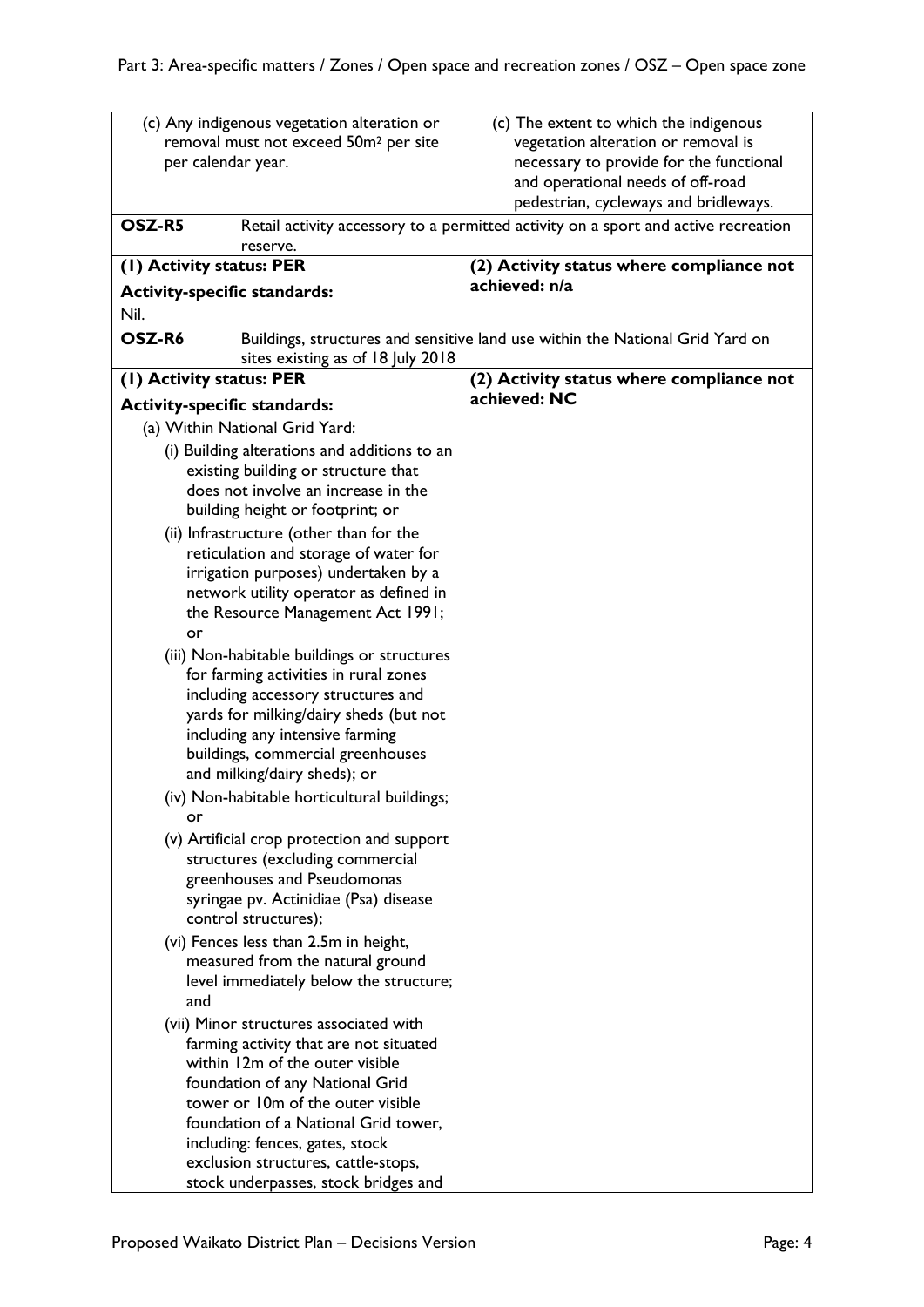| | | |
|---|---|---|
| (c) Any indigenous vegetation alteration or removal must not exceed 50m² per site per calendar year. | | (c) The extent to which the indigenous vegetation alteration or removal is necessary to provide for the functional and operational needs of off-road pedestrian, cycleways and bridleways. |
| **OSZ-R5** | Retail activity accessory to a permitted activity on a sport and active recreation reserve. | |
| **(1) Activity status: PER**<br><br>**Activity-specific standards:**<br><br>Nil. | | **(2) Activity status where compliance not achieved: n/a** |
| **OSZ-R6** | Buildings, structures and sensitive land use within the National Grid Yard on sites existing as of 18 July 2018 | |
| **(1) Activity status: PER**<br><br>**Activity-specific standards:**<br><br>(a) Within National Grid Yard:<br><br>(i) Building alterations and additions to an existing building or structure that does not involve an increase in the building height or footprint; or<br><br>(ii) Infrastructure (other than for the reticulation and storage of water for irrigation purposes) undertaken by a network utility operator as defined in the Resource Management Act 1991; or<br><br>(iii) Non-habitable buildings or structures for farming activities in rural zones including accessory structures and yards for milking/dairy sheds (but not including any intensive farming buildings, commercial greenhouses and milking/dairy sheds); or<br><br>(iv) Non-habitable horticultural buildings; or<br><br>(v) Artificial crop protection and support structures (excluding commercial greenhouses and Pseudomonas syringae pv. Actinidiae (Psa) disease control structures);<br><br>(vi) Fences less than 2.5m in height, measured from the natural ground level immediately below the structure; and<br><br>(vii) Minor structures associated with farming activity that are not situated within 12m of the outer visible foundation of any National Grid tower or 10m of the outer visible foundation of a National Grid tower, including: fences, gates, stock exclusion structures, cattle-stops, stock underpasses, stock bridges and | | **(2) Activity status where compliance not achieved: NC** |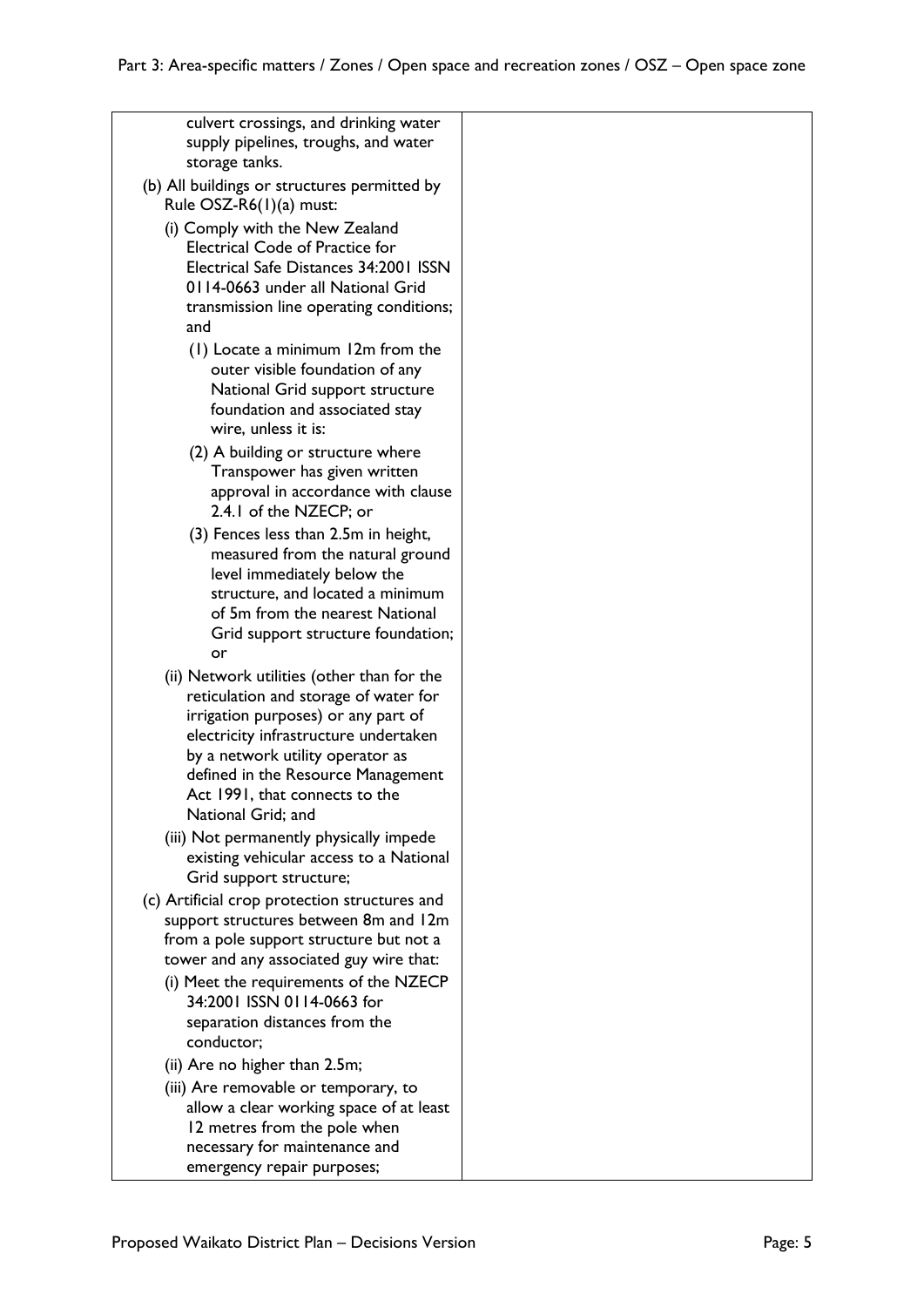| | |
|---|---|
| culvert crossings, and drinking water supply pipelines, troughs, and water storage tanks.<br><br>(b) All buildings or structures permitted by Rule OSZ-R6(1)(a) must:<br><br>(i) Comply with the New Zealand Electrical Code of Practice for Electrical Safe Distances 34:2001 ISSN 0114-0663 under all National Grid transmission line operating conditions; and<br><br>(1) Locate a minimum 12m from the outer visible foundation of any National Grid support structure foundation and associated stay wire, unless it is:<br><br>(2) A building or structure where Transpower has given written approval in accordance with clause 2.4.1 of the NZECP; or<br><br>(3) Fences less than 2.5m in height, measured from the natural ground level immediately below the structure, and located a minimum of 5m from the nearest National Grid support structure foundation; or<br><br>(ii) Network utilities (other than for the reticulation and storage of water for irrigation purposes) or any part of electricity infrastructure undertaken by a network utility operator as defined in the Resource Management Act 1991, that connects to the National Grid; and<br><br>(iii) Not permanently physically impede existing vehicular access to a National Grid support structure;<br><br>(c) Artificial crop protection structures and support structures between 8m and 12m from a pole support structure but not a tower and any associated guy wire that:<br><br>(i) Meet the requirements of the NZECP 34:2001 ISSN 0114-0663 for separation distances from the conductor;<br><br>(ii) Are no higher than 2.5m;<br><br>(iii) Are removable or temporary, to allow a clear working space of at least 12 metres from the pole when necessary for maintenance and emergency repair purposes; | |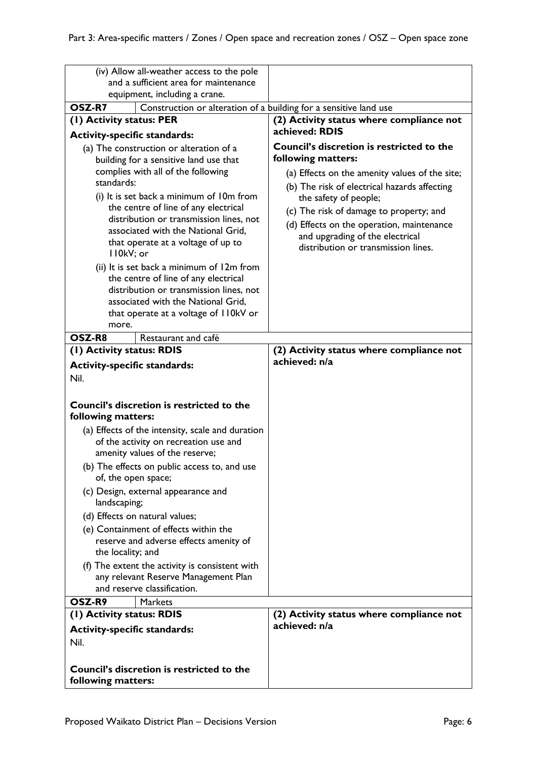| | |
|---|---|
| (iv) Allow all-weather access to the pole and a sufficient area for maintenance equipment, including a crane. | |
| **OSZ-R7** Construction or alteration of a building for a sensitive land use | |
| **(1) Activity status: PER**<br><br>**Activity-specific standards:**<br><br>(a) The construction or alteration of a building for a sensitive land use that complies with all of the following standards:<br><br>(i) It is set back a minimum of 10m from the centre of line of any electrical distribution or transmission lines, not associated with the National Grid, that operate at a voltage of up to 110kV; or<br><br>(ii) It is set back a minimum of 12m from the centre of line of any electrical distribution or transmission lines, not associated with the National Grid, that operate at a voltage of 110kV or more. | **(2) Activity status where compliance not achieved: RDIS**<br><br>**Council's discretion is restricted to the following matters:**<br><br>(a) Effects on the amenity values of the site;<br><br>(b) The risk of electrical hazards affecting the safety of people;<br><br>(c) The risk of damage to property; and<br><br>(d) Effects on the operation, maintenance and upgrading of the electrical distribution or transmission lines. |
| **OSZ-R8** Restaurant and café | |
| **(1) Activity status: RDIS**<br><br>**Activity-specific standards:**<br><br>Nil.<br><br>**Council's discretion is restricted to the following matters:**<br><br>(a) Effects of the intensity, scale and duration of the activity on recreation use and amenity values of the reserve;<br><br>(b) The effects on public access to, and use of, the open space;<br><br>(c) Design, external appearance and landscaping;<br><br>(d) Effects on natural values;<br><br>(e) Containment of effects within the reserve and adverse effects amenity of the locality; and<br><br>(f) The extent the activity is consistent with any relevant Reserve Management Plan and reserve classification. | **(2) Activity status where compliance not achieved: n/a** |
| **OSZ-R9** Markets | |
| **(1) Activity status: RDIS**<br><br>**Activity-specific standards:**<br><br>Nil.<br><br>**Council's discretion is restricted to the following matters:** | **(2) Activity status where compliance not achieved: n/a** |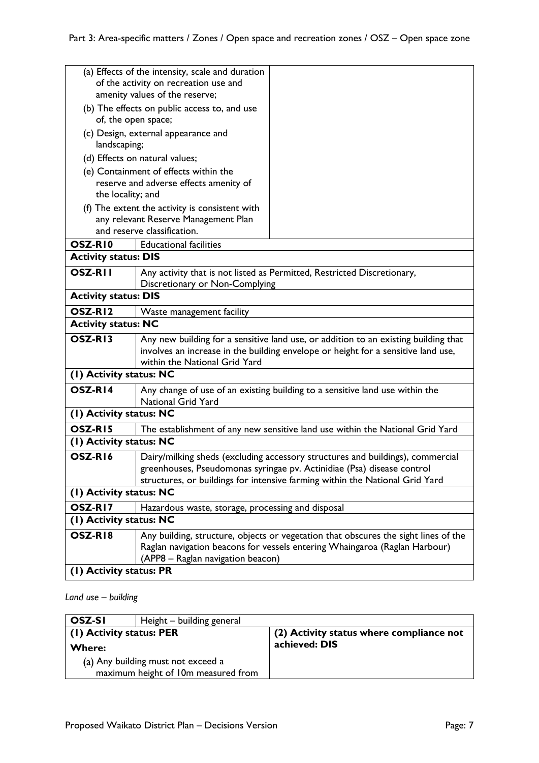| | |
|---|---|
| (a) Effects of the intensity, scale and duration of the activity on recreation use and amenity values of the reserve;<br>(b) The effects on public access to, and use of, the open space;<br>(c) Design, external appearance and landscaping;<br>(d) Effects on natural values;<br>(e) Containment of effects within the reserve and adverse effects amenity of the locality; and<br>(f) The extent the activity is consistent with any relevant Reserve Management Plan and reserve classification. | |

| | |
|---|---|
| **OSZ-R10** | Educational facilities |
| **Activity status: DIS** | |
| **OSZ-R11** | Any activity that is not listed as Permitted, Restricted Discretionary, Discretionary or Non-Complying |
| **Activity status: DIS** | |
| **OSZ-R12** | Waste management facility |
| **Activity status: NC** | |
| **OSZ-R13** | Any new building for a sensitive land use, or addition to an existing building that involves an increase in the building envelope or height for a sensitive land use, within the National Grid Yard |
| **(1) Activity status: NC** | |
| **OSZ-R14** | Any change of use of an existing building to a sensitive land use within the National Grid Yard |
| **(1) Activity status: NC** | |
| **OSZ-R15** | The establishment of any new sensitive land use within the National Grid Yard |
| **(1) Activity status: NC** | |
| **OSZ-R16** | Dairy/milking sheds (excluding accessory structures and buildings), commercial greenhouses, Pseudomonas syringae pv. Actinidiae (Psa) disease control structures, or buildings for intensive farming within the National Grid Yard |
| **(1) Activity status: NC** | |
| **OSZ-R17** | Hazardous waste, storage, processing and disposal |
| **(1) Activity status: NC** | |
| **OSZ-R18** | Any building, structure, objects or vegetation that obscures the sight lines of the Raglan navigation beacons for vessels entering Whaingaroa (Raglan Harbour) (APP8 – Raglan navigation beacon) |
| **(1) Activity status: PR** | |

*Land use – building*

| **OSZ-S1** | Height – building general |
|---|---|
| **(1) Activity status: PER**<br>**Where:**<br>(a) Any building must not exceed a maximum height of 10m measured from | **(2) Activity status where compliance not achieved: DIS** |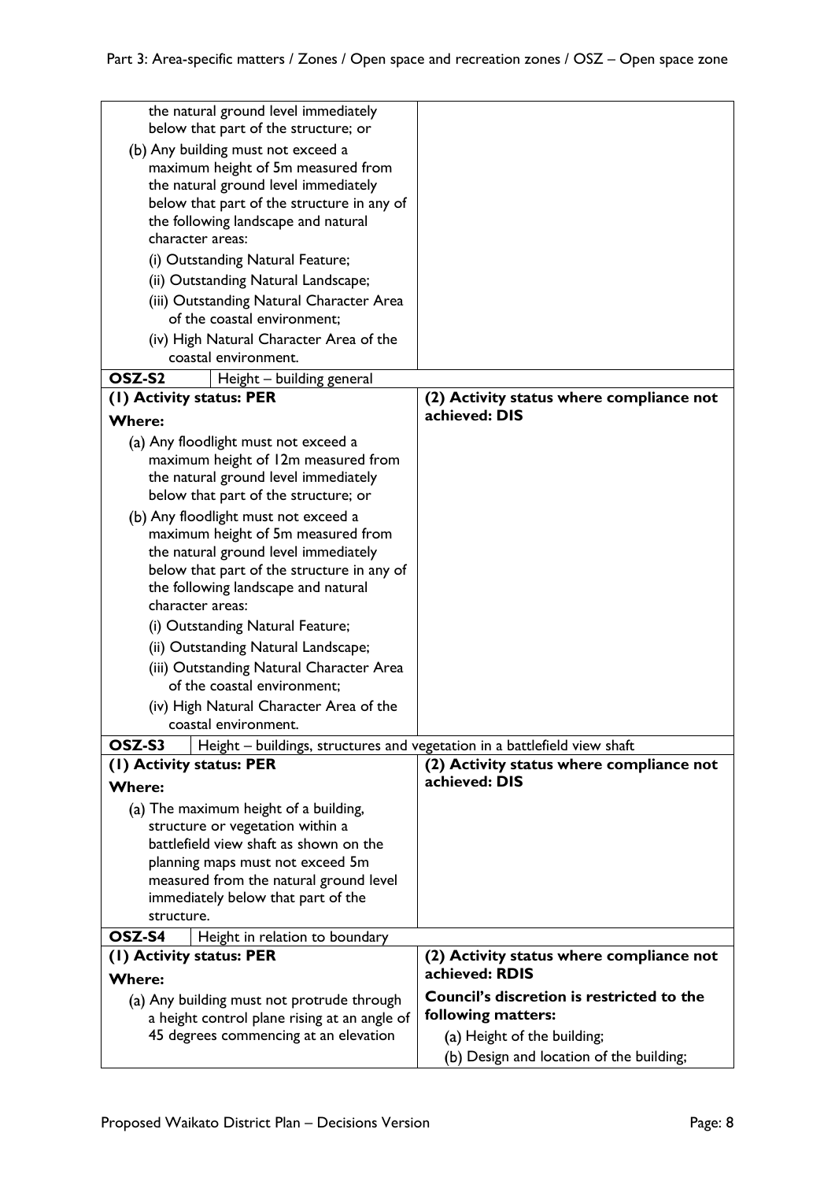| | |
|---|---|
| the natural ground level immediately below that part of the structure; or<br>(b) Any building must not exceed a maximum height of 5m measured from the natural ground level immediately below that part of the structure in any of the following landscape and natural character areas:<br>(i) Outstanding Natural Feature;<br>(ii) Outstanding Natural Landscape;<br>(iii) Outstanding Natural Character Area of the coastal environment;<br>(iv) High Natural Character Area of the coastal environment. | |
| **OSZ-S2** Height – building general | |
| **(1) Activity status: PER**<br>**Where:**<br>(a) Any floodlight must not exceed a maximum height of 12m measured from the natural ground level immediately below that part of the structure; or<br>(b) Any floodlight must not exceed a maximum height of 5m measured from the natural ground level immediately below that part of the structure in any of the following landscape and natural character areas:<br>(i) Outstanding Natural Feature;<br>(ii) Outstanding Natural Landscape;<br>(iii) Outstanding Natural Character Area of the coastal environment;<br>(iv) High Natural Character Area of the coastal environment. | **(2) Activity status where compliance not achieved: DIS** |
| **OSZ-S3** Height – buildings, structures and vegetation in a battlefield view shaft | |
| **(1) Activity status: PER**<br>**Where:**<br>(a) The maximum height of a building, structure or vegetation within a battlefield view shaft as shown on the planning maps must not exceed 5m measured from the natural ground level immediately below that part of the structure. | **(2) Activity status where compliance not achieved: DIS** |
| **OSZ-S4** Height in relation to boundary | |
| **(1) Activity status: PER**<br>**Where:**<br>(a) Any building must not protrude through a height control plane rising at an angle of 45 degrees commencing at an elevation | **(2) Activity status where compliance not achieved: RDIS**<br>**Council's discretion is restricted to the following matters:**<br>(a) Height of the building;<br>(b) Design and location of the building; |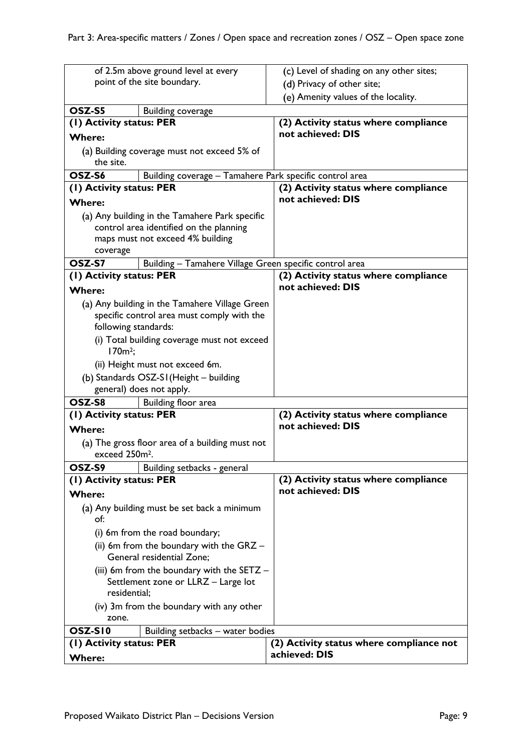| | | |
|---|---|---|
| of 2.5m above ground level at every point of the site boundary. | | (c) Level of shading on any other sites;<br>(d) Privacy of other site;<br>(e) Amenity values of the locality. |
| **OSZ-S5** | Building coverage | |
| **(1) Activity status: PER**<br>**Where:**<br>(a) Building coverage must not exceed 5% of the site. | | **(2) Activity status where compliance not achieved: DIS** |
| **OSZ-S6** | Building coverage – Tamahere Park specific control area | |
| **(1) Activity status: PER**<br>**Where:**<br>(a) Any building in the Tamahere Park specific control area identified on the planning maps must not exceed 4% building coverage | | **(2) Activity status where compliance not achieved: DIS** |
| **OSZ-S7** | Building – Tamahere Village Green specific control area | |
| **(1) Activity status: PER**<br>**Where:**<br>(a) Any building in the Tamahere Village Green specific control area must comply with the following standards:<br>(i) Total building coverage must not exceed 170m²;<br>(ii) Height must not exceed 6m.<br>(b) Standards OSZ-S1(Height – building general) does not apply. | | **(2) Activity status where compliance not achieved: DIS** |
| **OSZ-S8** | Building floor area | |
| **(1) Activity status: PER**<br>**Where:**<br>(a) The gross floor area of a building must not exceed 250m². | | **(2) Activity status where compliance not achieved: DIS** |
| **OSZ-S9** | Building setbacks - general | |
| **(1) Activity status: PER**<br>**Where:**<br>(a) Any building must be set back a minimum of:<br>(i) 6m from the road boundary;<br>(ii) 6m from the boundary with the GRZ – General residential Zone;<br>(iii) 6m from the boundary with the SETZ – Settlement zone or LLRZ – Large lot residential;<br>(iv) 3m from the boundary with any other zone. | | **(2) Activity status where compliance not achieved: DIS** |
| **OSZ-S10** | Building setbacks – water bodies | |
| **(1) Activity status: PER**<br>**Where:** | | **(2) Activity status where compliance not achieved: DIS** |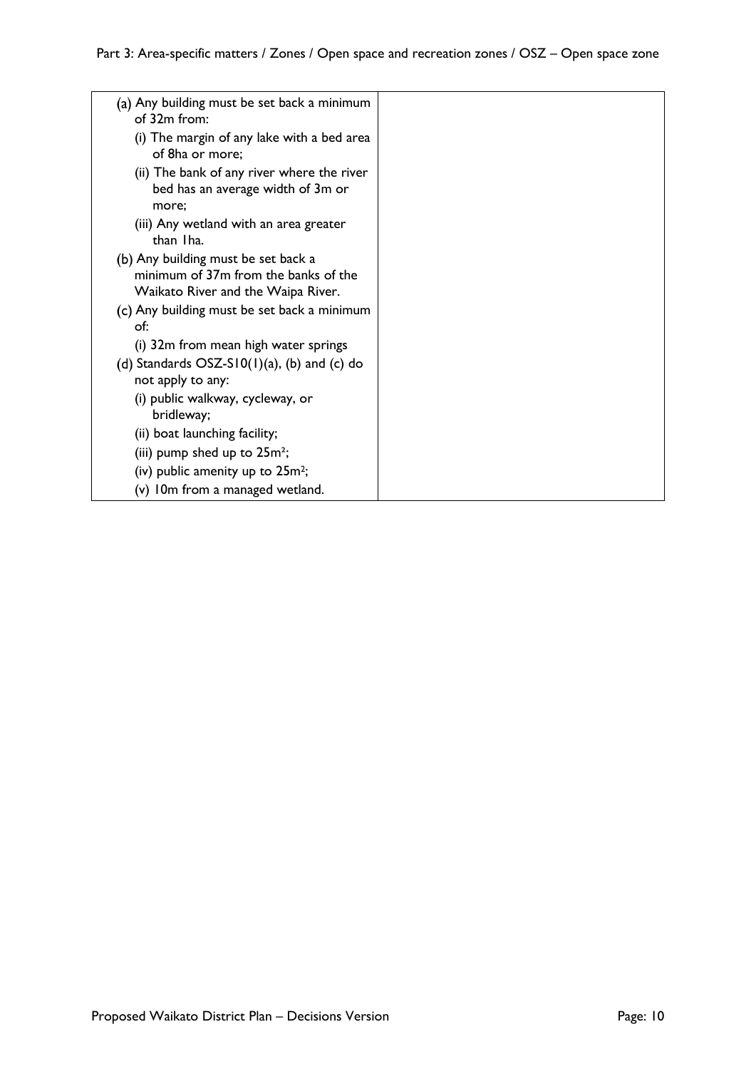| | |
|---|---|
| (a) Any building must be set back a minimum of 32m from:<br>(i) The margin of any lake with a bed area of 8ha or more;<br>(ii) The bank of any river where the river bed has an average width of 3m or more;<br>(iii) Any wetland with an area greater than 1ha.<br>(b) Any building must be set back a minimum of 37m from the banks of the Waikato River and the Waipa River.<br>(c) Any building must be set back a minimum of:<br>(i) 32m from mean high water springs<br>(d) Standards OSZ-S10(1)(a), (b) and (c) do not apply to any:<br>(i) public walkway, cycleway, or bridleway;<br>(ii) boat launching facility;<br>(iii) pump shed up to $25m^2$;<br>(iv) public amenity up to $25m^2$;<br>(v) 10m from a managed wetland. | |